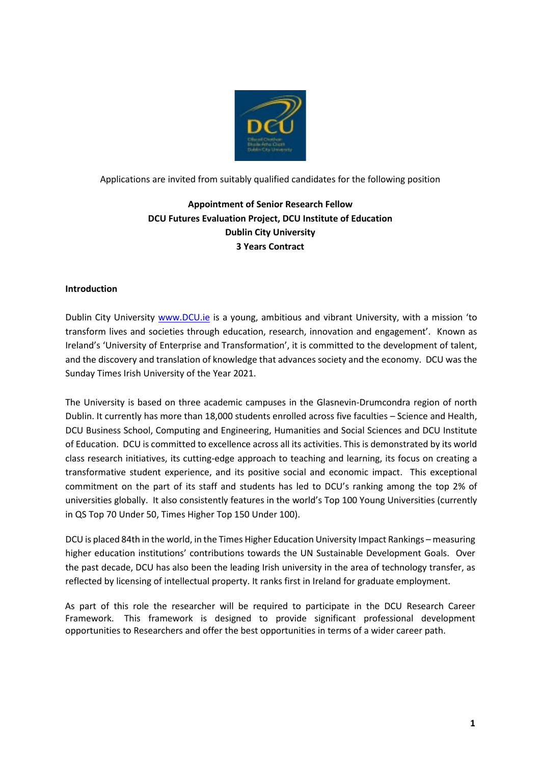Applications are invited from suitably qualified candidates for the following position

**Appointment of Senior Research Fellow**
**DCU Futures Evaluation Project, DCU Institute of Education**
**Dublin City University**
**3 Years Contract**

## Introduction

Dublin City University [www.DCU.ie](http://www.DCU.ie) is a young, ambitious and vibrant University, with a mission 'to transform lives and societies through education, research, innovation and engagement'. Known as Ireland's 'University of Enterprise and Transformation', it is committed to the development of talent, and the discovery and translation of knowledge that advances society and the economy. DCU was the Sunday Times Irish University of the Year 2021.

The University is based on three academic campuses in the Glasnevin-Drumcondra region of north Dublin. It currently has more than 18,000 students enrolled across five faculties – Science and Health, DCU Business School, Computing and Engineering, Humanities and Social Sciences and DCU Institute of Education. DCU is committed to excellence across all its activities. This is demonstrated by its world class research initiatives, its cutting-edge approach to teaching and learning, its focus on creating a transformative student experience, and its positive social and economic impact. This exceptional commitment on the part of its staff and students has led to DCU's ranking among the top 2% of universities globally. It also consistently features in the world's Top 100 Young Universities (currently in QS Top 70 Under 50, Times Higher Top 150 Under 100).

DCU is placed 84th in the world, in the Times Higher Education University Impact Rankings – measuring higher education institutions' contributions towards the UN Sustainable Development Goals. Over the past decade, DCU has also been the leading Irish university in the area of technology transfer, as reflected by licensing of intellectual property. It ranks first in Ireland for graduate employment.

As part of this role the researcher will be required to participate in the DCU Research Career Framework. This framework is designed to provide significant professional development opportunities to Researchers and offer the best opportunities in terms of a wider career path.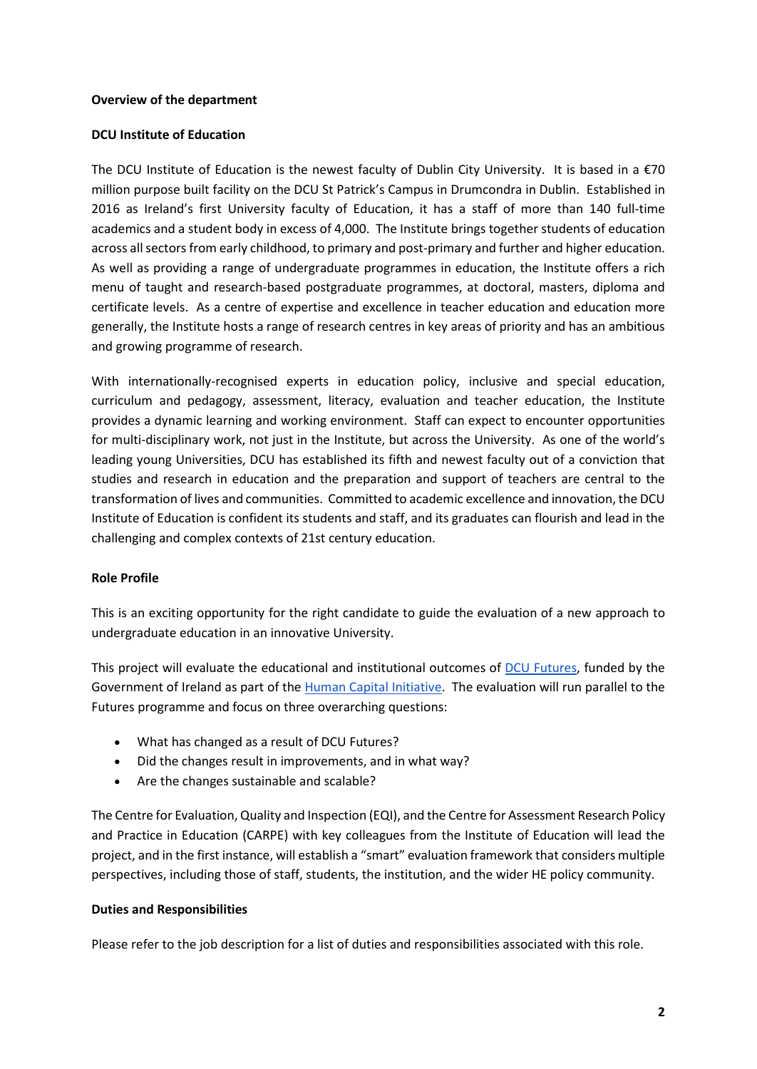**Overview of the department**

**DCU Institute of Education**

The DCU Institute of Education is the newest faculty of Dublin City University. It is based in a €70 million purpose built facility on the DCU St Patrick's Campus in Drumcondra in Dublin. Established in 2016 as Ireland's first University faculty of Education, it has a staff of more than 140 full-time academics and a student body in excess of 4,000. The Institute brings together students of education across all sectors from early childhood, to primary and post-primary and further and higher education. As well as providing a range of undergraduate programmes in education, the Institute offers a rich menu of taught and research-based postgraduate programmes, at doctoral, masters, diploma and certificate levels. As a centre of expertise and excellence in teacher education and education more generally, the Institute hosts a range of research centres in key areas of priority and has an ambitious and growing programme of research.

With internationally-recognised experts in education policy, inclusive and special education, curriculum and pedagogy, assessment, literacy, evaluation and teacher education, the Institute provides a dynamic learning and working environment. Staff can expect to encounter opportunities for multi-disciplinary work, not just in the Institute, but across the University. As one of the world's leading young Universities, DCU has established its fifth and newest faculty out of a conviction that studies and research in education and the preparation and support of teachers are central to the transformation of lives and communities. Committed to academic excellence and innovation, the DCU Institute of Education is confident its students and staff, and its graduates can flourish and lead in the challenging and complex contexts of 21st century education.

**Role Profile**

This is an exciting opportunity for the right candidate to guide the evaluation of a new approach to undergraduate education in an innovative University.

This project will evaluate the educational and institutional outcomes of DCU Futures, funded by the Government of Ireland as part of the Human Capital Initiative. The evaluation will run parallel to the Futures programme and focus on three overarching questions:

- What has changed as a result of DCU Futures?
- Did the changes result in improvements, and in what way?
- Are the changes sustainable and scalable?

The Centre for Evaluation, Quality and Inspection (EQI), and the Centre for Assessment Research Policy and Practice in Education (CARPE) with key colleagues from the Institute of Education will lead the project, and in the first instance, will establish a "smart" evaluation framework that considers multiple perspectives, including those of staff, students, the institution, and the wider HE policy community.

**Duties and Responsibilities**

Please refer to the job description for a list of duties and responsibilities associated with this role.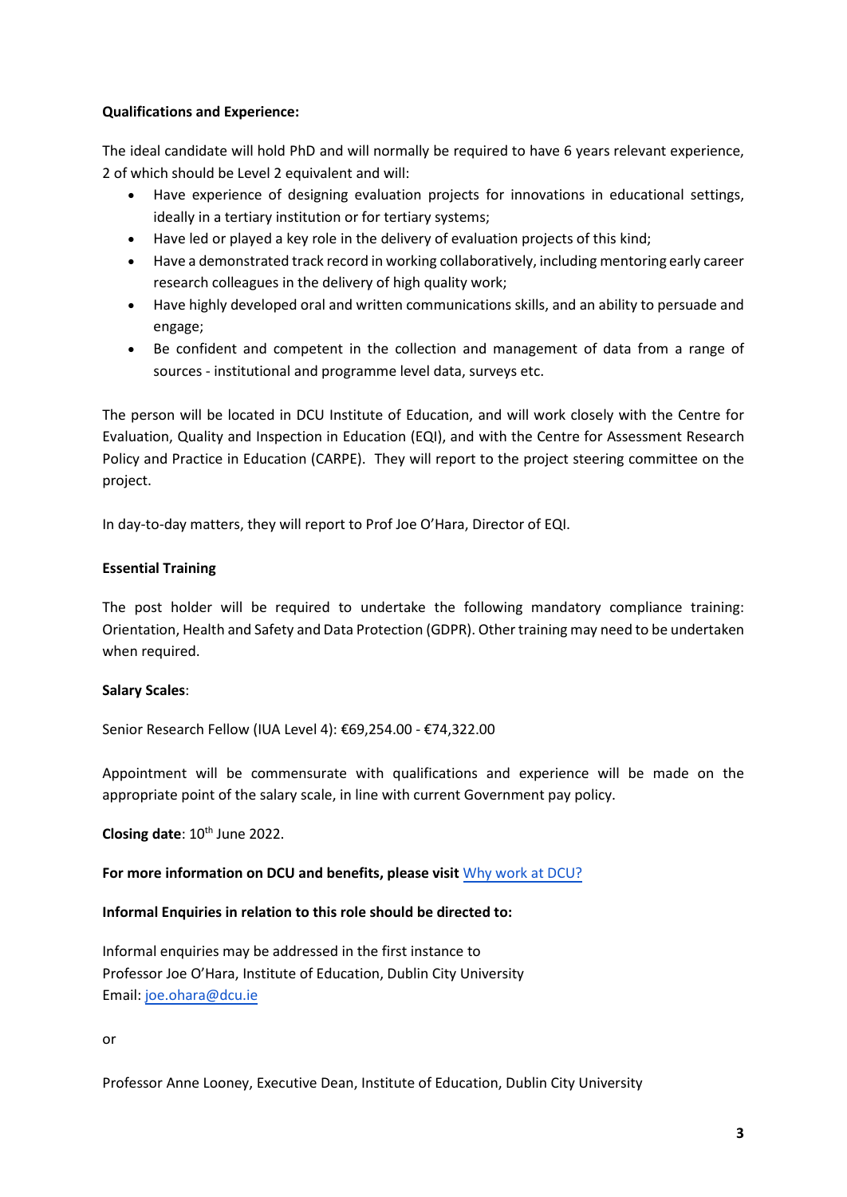**Qualifications and Experience:**

The ideal candidate will hold PhD and will normally be required to have 6 years relevant experience, 2 of which should be Level 2 equivalent and will:

- Have experience of designing evaluation projects for innovations in educational settings, ideally in a tertiary institution or for tertiary systems;
- Have led or played a key role in the delivery of evaluation projects of this kind;
- Have a demonstrated track record in working collaboratively, including mentoring early career research colleagues in the delivery of high quality work;
- Have highly developed oral and written communications skills, and an ability to persuade and engage;
- Be confident and competent in the collection and management of data from a range of sources - institutional and programme level data, surveys etc.

The person will be located in DCU Institute of Education, and will work closely with the Centre for Evaluation, Quality and Inspection in Education (EQI), and with the Centre for Assessment Research Policy and Practice in Education (CARPE). They will report to the project steering committee on the project.

In day-to-day matters, they will report to Prof Joe O'Hara, Director of EQI.

**Essential Training**

The post holder will be required to undertake the following mandatory compliance training: Orientation, Health and Safety and Data Protection (GDPR). Other training may need to be undertaken when required.

**Salary Scales**:

Senior Research Fellow (IUA Level 4): €69,254.00 - €74,322.00

Appointment will be commensurate with qualifications and experience will be made on the appropriate point of the salary scale, in line with current Government pay policy.

**Closing date**: 10th June 2022.

**For more information on DCU and benefits, please visit** [Why work at DCU?]

**Informal Enquiries in relation to this role should be directed to:**

Informal enquiries may be addressed in the first instance to
Professor Joe O'Hara, Institute of Education, Dublin City University
Email: joe.ohara@dcu.ie

or

Professor Anne Looney, Executive Dean, Institute of Education, Dublin City University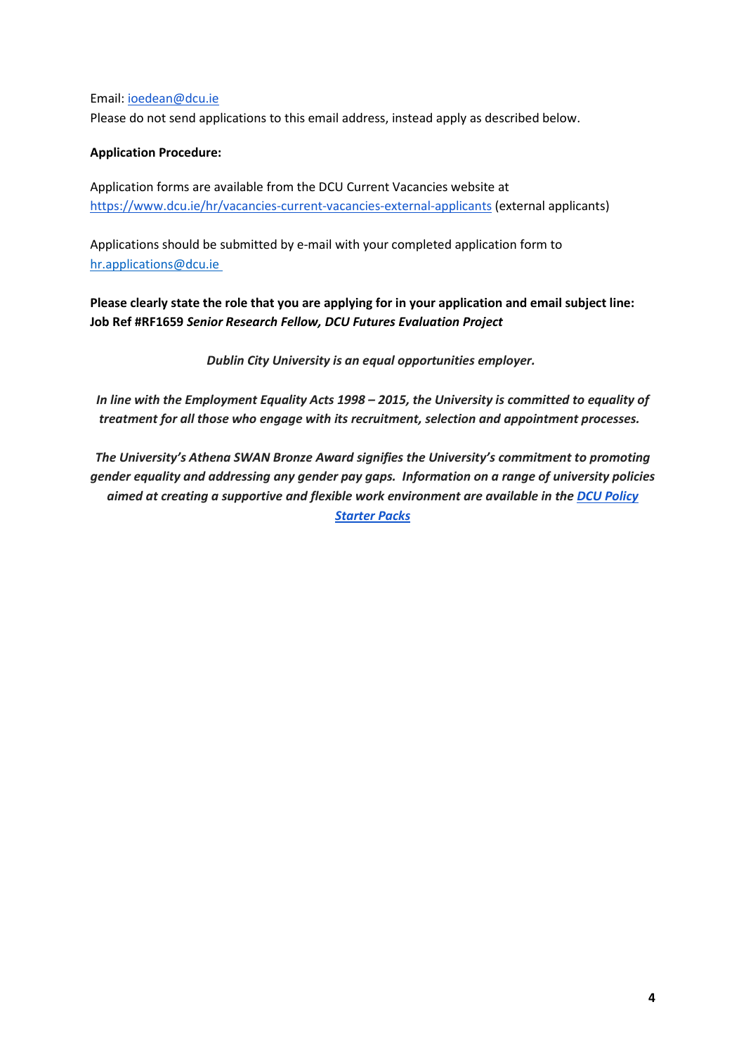Email: [ioedean@dcu.ie](mailto:ioedean@dcu.ie)
Please do not send applications to this email address, instead apply as described below.

**Application Procedure:**

Application forms are available from the DCU Current Vacancies website at [https://www.dcu.ie/hr/vacancies-current-vacancies-external-applicants](https://www.dcu.ie/hr/vacancies-current-vacancies-external-applicants) (external applicants)

Applications should be submitted by e-mail with your completed application form to [hr.applications@dcu.ie](mailto:hr.applications@dcu.ie)

**Please clearly state the role that you are applying for in your application and email subject line: Job Ref #RF1659 *Senior Research Fellow, DCU Futures Evaluation Project***

***Dublin City University is an equal opportunities employer.***

***In line with the Employment Equality Acts 1998 – 2015, the University is committed to equality of treatment for all those who engage with its recruitment, selection and appointment processes.***

***The University's Athena SWAN Bronze Award signifies the University's commitment to promoting gender equality and addressing any gender pay gaps. Information on a range of university policies aimed at creating a supportive and flexible work environment are available in the DCU Policy Starter Packs***